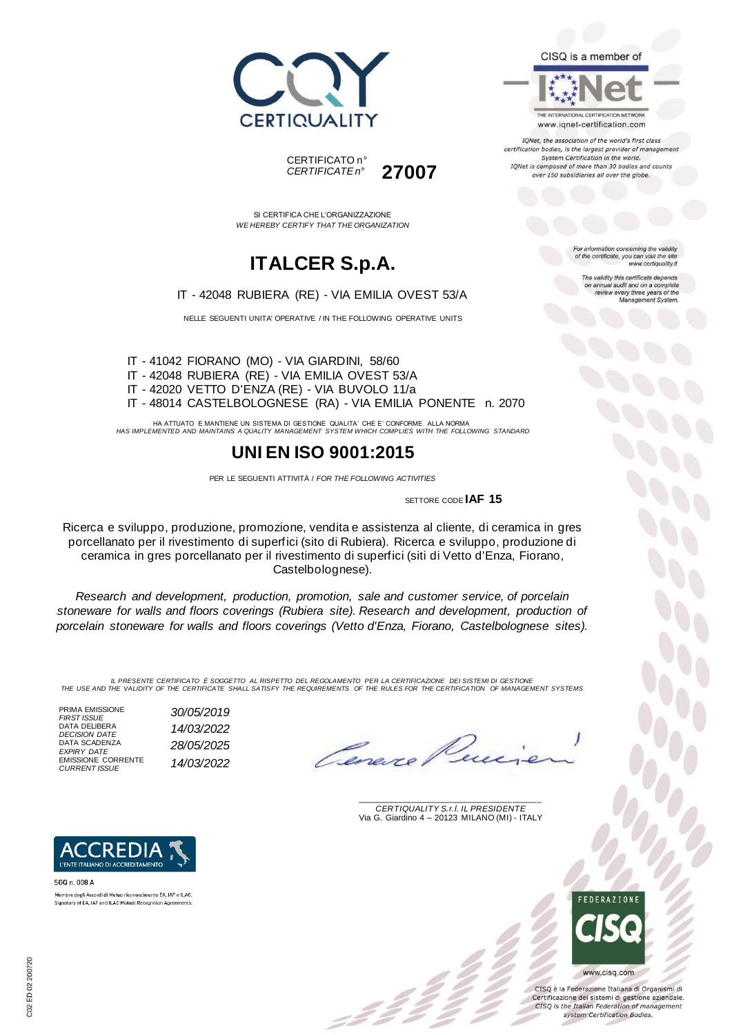CERTIQUALITY

CERTIFICATO n°
*CERTIFICATE n°* **27007**

SI CERTIFICA CHE L'ORGANIZZAZIONE
*WE HEREBY CERTIFY THAT THE ORGANIZATION*

# ITALCER S.p.A.

IT - 42048 RUBIERA (RE) - VIA EMILIA OVEST 53/A

NELLE SEGUENTI UNITA' OPERATIVE / IN THE FOLLOWING OPERATIVE UNITS

IT - 41042 FIORANO (MO) - VIA GIARDINI, 58/60
IT - 42048 RUBIERA (RE) - VIA EMILIA OVEST 53/A
IT - 42020 VETTO D'ENZA (RE) - VIA BUVOLO 11/a
IT - 48014 CASTELBOLOGNESE (RA) - VIA EMILIA PONENTE n. 2070

HA ATTUATO E MANTIENE UN SISTEMA DI GESTIONE QUALITA' CHE E' CONFORME ALLA NORMA
*HAS IMPLEMENTED AND MAINTAINS A QUALITY MANAGEMENT SYSTEM WHICH COMPLIES WITH THE FOLLOWING STANDARD*

# UNI EN ISO 9001:2015

PER LE SEGUENTI ATTIVITÀ / *FOR THE FOLLOWING ACTIVITIES*

SETTORE CODE **IAF 15**

Ricerca e sviluppo, produzione, promozione, vendita e assistenza al cliente, di ceramica in gres porcellanato per il rivestimento di superfici (sito di Rubiera). Ricerca e sviluppo, produzione di ceramica in gres porcellanato per il rivestimento di superfici (siti di Vetto d'Enza, Fiorano, Castelbolognese).

*Research and development, production, promotion, sale and customer service, of porcelain stoneware for walls and floors coverings (Rubiera site). Research and development, production of porcelain stoneware for walls and floors coverings (Vetto d'Enza, Fiorano, Castelbolognese sites).*

*IL PRESENTE CERTIFICATO È SOGGETTO AL RISPETTO DEL REGOLAMENTO PER LA CERTIFICAZIONE DEI SISTEMI DI GESTIONE*
*THE USE AND THE VALIDITY OF THE CERTIFICATE SHALL SATISFY THE REQUIREMENTS OF THE RULES FOR THE CERTIFICATION OF MANAGEMENT SYSTEMS*

| | |
|---|---|
| PRIMA EMISSIONE *FIRST ISSUE* | *30/05/2019* |
| DATA DELIBERA *DECISION DATE* | *14/03/2022* |
| DATA SCADENZA *EXPIRY DATE* | *28/05/2025* |
| EMISSIONE CORRENTE *CURRENT ISSUE* | *14/03/2022* |

*CERTIQUALITY S.r.l. IL PRESIDENTE*
Via G. Giardino 4 – 20123 MILANO (MI) - ITALY

CISQ is a member of IQNet
THE INTERNATIONAL CERTIFICATION NETWORK
www.iqnet-certification.com

*IQNet, the association of the world's first class certification bodies, is the largest provider of management System Certification in the world. IQNet is composed of more than 30 bodies and counts over 150 subsidiaries all over the globe.*

*For information concerning the validity of the certificate, you can visit the site www.certiquality.it*

*The validity this certificate depends on annual audit and on a complete review every three years of the Management System.*

ACCREDIA L'ENTE ITALIANO DI ACCREDITAMENTO
SGQ n. 008 A
Membro degli Accordi di Mutuo riconoscimento EA, IAF e ILAC.
Signatory of EA, IAF and ILAC Mutual Recognition Agreements.

FEDERAZIONE CISQ
www.cisq.com
CISQ è la Federazione Italiana di Organismi di Certificazione dei sistemi di gestione aziendale.
*CISQ is the Italian Federation of management system Certification Bodies.*

C02 ED 02 200720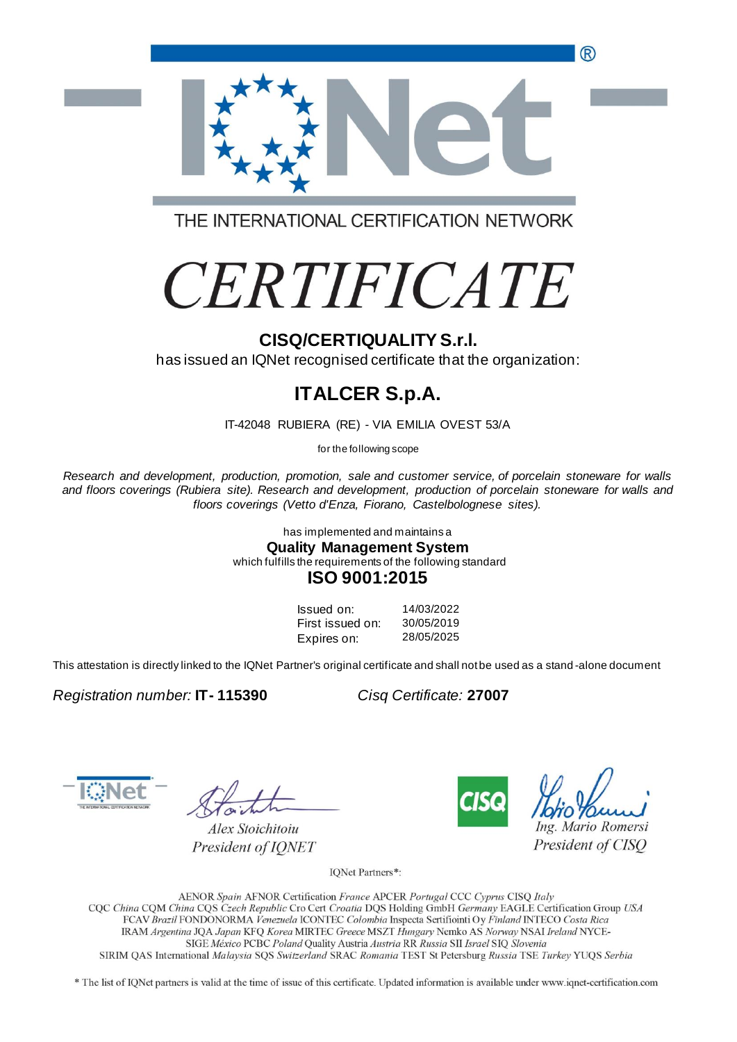THE INTERNATIONAL CERTIFICATION NETWORK

# CERTIFICATE

**CISQ/CERTIQUALITY S.r.l.**

has issued an IQNet recognised certificate that the organization:

## ITALCER S.p.A.

IT-42048 RUBIERA (RE) - VIA EMILIA OVEST 53/A

for the following scope

*Research and development, production, promotion, sale and customer service, of porcelain stoneware for walls and floors coverings (Rubiera site). Research and development, production of porcelain stoneware for walls and floors coverings (Vetto d'Enza, Fiorano, Castelbolognese sites).*

has implemented and maintains a

**Quality Management System**

which fulfills the requirements of the following standard

**ISO 9001:2015**

| | |
|---|---|
| Issued on: | 14/03/2022 |
| First issued on: | 30/05/2019 |
| Expires on: | 28/05/2025 |

This attestation is directly linked to the IQNet Partner's original certificate and shall not be used as a stand-alone document

*Registration number:* **IT- 115390** *Cisq Certificate:* **27007**

*Alex Stoichitoiu*
*President of IQNET*

*Ing. Mario Romersi*
*President of CISQ*

IQNet Partners*:

AENOR *Spain* AFNOR Certification *France* APCER *Portugal* CCC *Cyprus* CISQ *Italy*
CQC *China* CQM *China* CQS *Czech Republic* Cro Cert *Croatia* DQS Holding GmbH *Germany* EAGLE Certification Group *USA*
FCAV *Brazil* FONDONORMA *Venezuela* ICONTEC *Colombia* Inspecta Sertifiointi Oy *Finland* INTECO *Costa Rica*
IRAM *Argentina* JQA *Japan* KFQ *Korea* MIRTEC *Greece* MSZT *Hungary* Nemko AS *Norway* NSAI *Ireland* NYCE-SIGE *México* PCBC *Poland* Quality Austria *Austria* RR *Russia* SII *Israel* SIQ *Slovenia*
SIRIM QAS International *Malaysia* SQS *Switzerland* SRAC *Romania* TEST St Petersburg *Russia* TSE *Turkey* YUQS *Serbia*

* The list of IQNet partners is valid at the time of issue of this certificate. Updated information is available under www.iqnet-certification.com